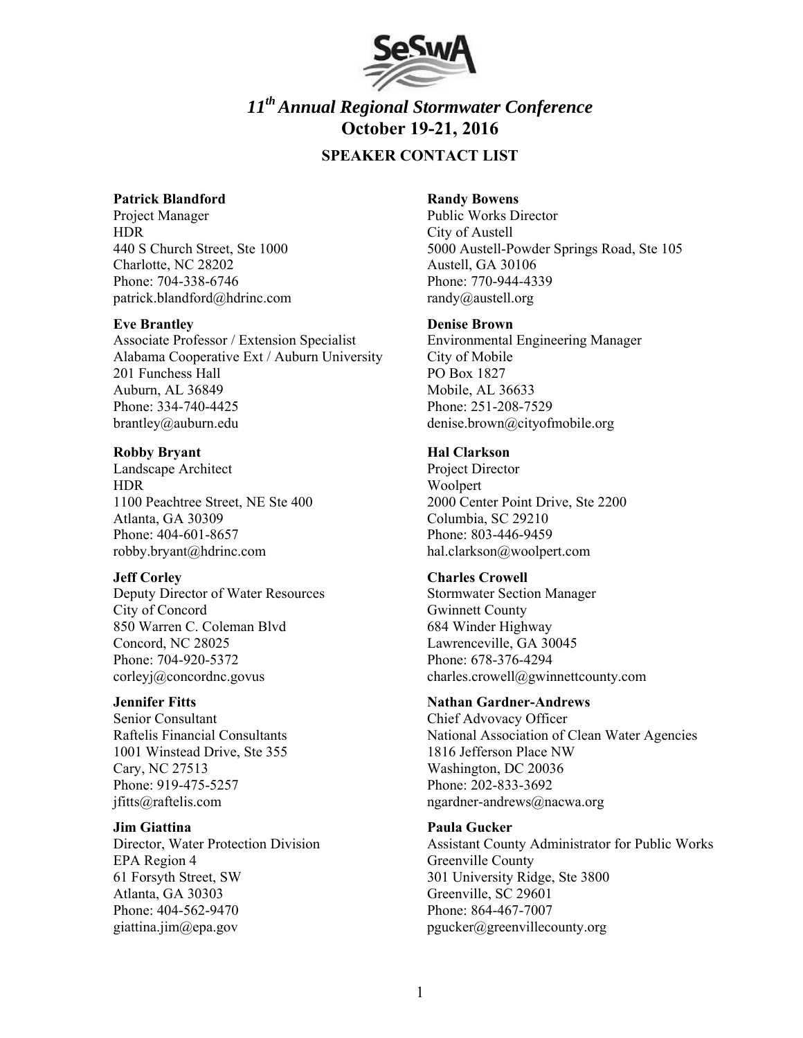# *11th Annual Regional Stormwater Conference*

# October 19-21, 2016

## SPEAKER CONTACT LIST

**Patrick Blandford**
Project Manager
HDR
440 S Church Street, Ste 1000
Charlotte, NC 28202
Phone: 704-338-6746
patrick.blandford@hdrinc.com

**Randy Bowens**
Public Works Director
City of Austell
5000 Austell-Powder Springs Road, Ste 105
Austell, GA 30106
Phone: 770-944-4339
randy@austell.org

**Eve Brantley**
Associate Professor / Extension Specialist
Alabama Cooperative Ext / Auburn University
201 Funchess Hall
Auburn, AL 36849
Phone: 334-740-4425
brantley@auburn.edu

**Denise Brown**
Environmental Engineering Manager
City of Mobile
PO Box 1827
Mobile, AL 36633
Phone: 251-208-7529
denise.brown@cityofmobile.org

**Robby Bryant**
Landscape Architect
HDR
1100 Peachtree Street, NE Ste 400
Atlanta, GA 30309
Phone: 404-601-8657
robby.bryant@hdrinc.com

**Hal Clarkson**
Project Director
Woolpert
2000 Center Point Drive, Ste 2200
Columbia, SC 29210
Phone: 803-446-9459
hal.clarkson@woolpert.com

**Jeff Corley**
Deputy Director of Water Resources
City of Concord
850 Warren C. Coleman Blvd
Concord, NC 28025
Phone: 704-920-5372
corleyj@concordnc.govus

**Charles Crowell**
Stormwater Section Manager
Gwinnett County
684 Winder Highway
Lawrenceville, GA 30045
Phone: 678-376-4294
charles.crowell@gwinnettcounty.com

**Jennifer Fitts**
Senior Consultant
Raftelis Financial Consultants
1001 Winstead Drive, Ste 355
Cary, NC 27513
Phone: 919-475-5257
jfitts@raftelis.com

**Nathan Gardner-Andrews**
Chief Advovacy Officer
National Association of Clean Water Agencies
1816 Jefferson Place NW
Washington, DC 20036
Phone: 202-833-3692
ngardner-andrews@nacwa.org

**Jim Giattina**
Director, Water Protection Division
EPA Region 4
61 Forsyth Street, SW
Atlanta, GA 30303
Phone: 404-562-9470
giattina.jim@epa.gov

**Paula Gucker**
Assistant County Administrator for Public Works
Greenville County
301 University Ridge, Ste 3800
Greenville, SC 29601
Phone: 864-467-7007
pgucker@greenvillecounty.org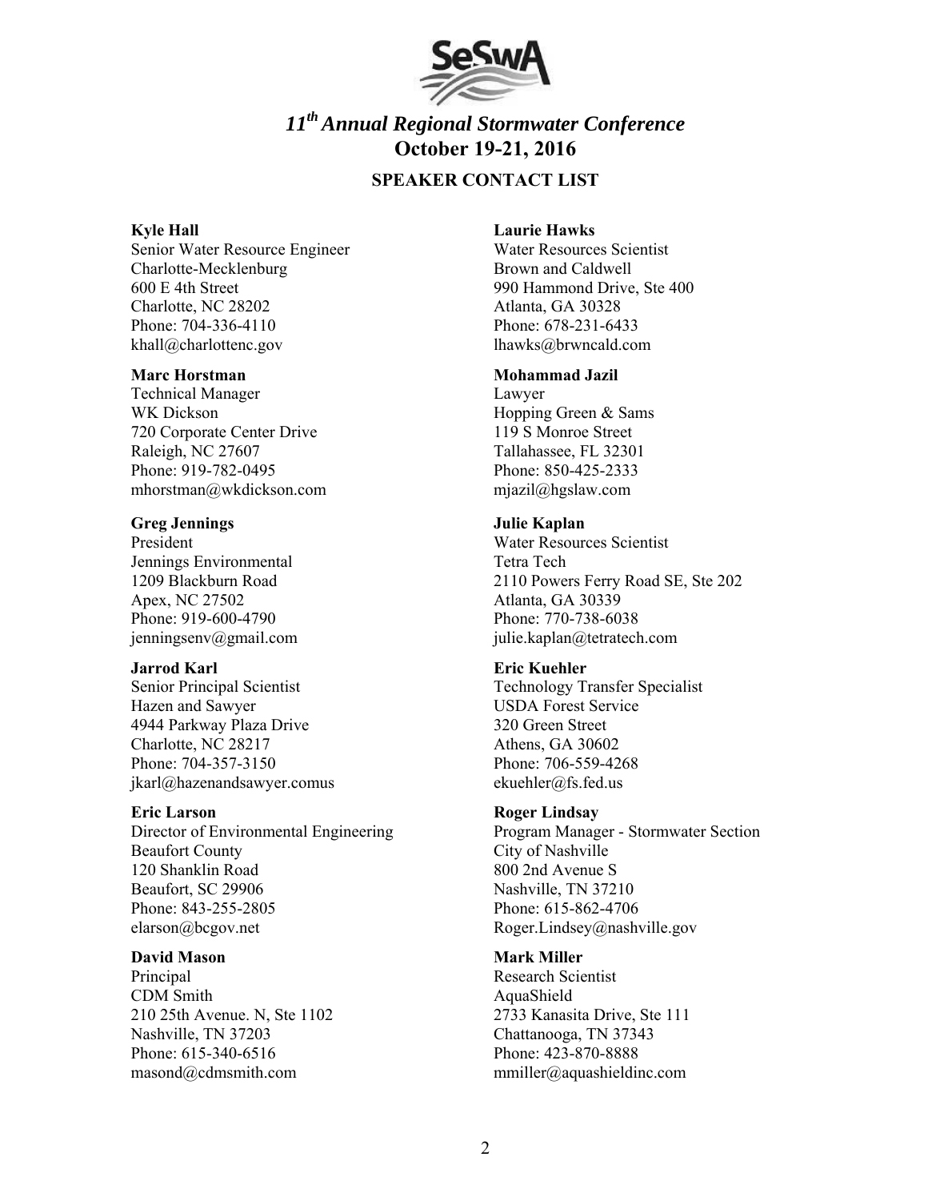# *11th Annual Regional Stormwater Conference*

## October 19-21, 2016

### SPEAKER CONTACT LIST

**Kyle Hall**
Senior Water Resource Engineer
Charlotte-Mecklenburg
600 E 4th Street
Charlotte, NC 28202
Phone: 704-336-4110
khall@charlottenc.gov

**Marc Horstman**
Technical Manager
WK Dickson
720 Corporate Center Drive
Raleigh, NC 27607
Phone: 919-782-0495
mhorstman@wkdickson.com

**Greg Jennings**
President
Jennings Environmental
1209 Blackburn Road
Apex, NC 27502
Phone: 919-600-4790
jenningsenv@gmail.com

**Jarrod Karl**
Senior Principal Scientist
Hazen and Sawyer
4944 Parkway Plaza Drive
Charlotte, NC 28217
Phone: 704-357-3150
jkarl@hazenandsawyer.comus

**Eric Larson**
Director of Environmental Engineering
Beaufort County
120 Shanklin Road
Beaufort, SC 29906
Phone: 843-255-2805
elarson@bcgov.net

**David Mason**
Principal
CDM Smith
210 25th Avenue. N, Ste 1102
Nashville, TN 37203
Phone: 615-340-6516
masond@cdmsmith.com

**Laurie Hawks**
Water Resources Scientist
Brown and Caldwell
990 Hammond Drive, Ste 400
Atlanta, GA 30328
Phone: 678-231-6433
lhawks@brwncald.com

**Mohammad Jazil**
Lawyer
Hopping Green & Sams
119 S Monroe Street
Tallahassee, FL 32301
Phone: 850-425-2333
mjazil@hgslaw.com

**Julie Kaplan**
Water Resources Scientist
Tetra Tech
2110 Powers Ferry Road SE, Ste 202
Atlanta, GA 30339
Phone: 770-738-6038
julie.kaplan@tetratech.com

**Eric Kuehler**
Technology Transfer Specialist
USDA Forest Service
320 Green Street
Athens, GA 30602
Phone: 706-559-4268
ekuehler@fs.fed.us

**Roger Lindsay**
Program Manager - Stormwater Section
City of Nashville
800 2nd Avenue S
Nashville, TN 37210
Phone: 615-862-4706
Roger.Lindsey@nashville.gov

**Mark Miller**
Research Scientist
AquaShield
2733 Kanasita Drive, Ste 111
Chattanooga, TN 37343
Phone: 423-870-8888
mmiller@aquashieldinc.com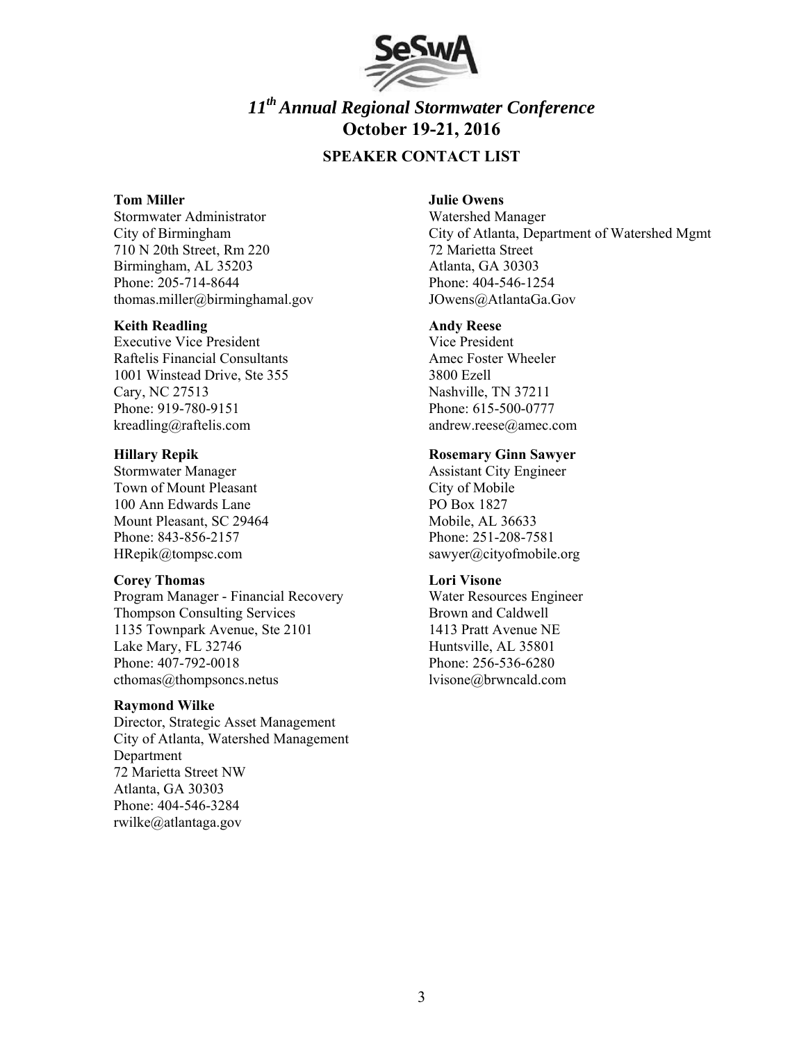# *11th Annual Regional Stormwater Conference*

## October 19-21, 2016

### SPEAKER CONTACT LIST

**Tom Miller**
Stormwater Administrator
City of Birmingham
710 N 20th Street, Rm 220
Birmingham, AL 35203
Phone: 205-714-8644
thomas.miller@birminghamal.gov

**Julie Owens**
Watershed Manager
City of Atlanta, Department of Watershed Mgmt
72 Marietta Street
Atlanta, GA 30303
Phone: 404-546-1254
JOwens@AtlantaGa.Gov

**Keith Readling**
Executive Vice President
Raftelis Financial Consultants
1001 Winstead Drive, Ste 355
Cary, NC 27513
Phone: 919-780-9151
kreadling@raftelis.com

**Andy Reese**
Vice President
Amec Foster Wheeler
3800 Ezell
Nashville, TN 37211
Phone: 615-500-0777
andrew.reese@amec.com

**Hillary Repik**
Stormwater Manager
Town of Mount Pleasant
100 Ann Edwards Lane
Mount Pleasant, SC 29464
Phone: 843-856-2157
HRepik@tompsc.com

**Rosemary Ginn Sawyer**
Assistant City Engineer
City of Mobile
PO Box 1827
Mobile, AL 36633
Phone: 251-208-7581
sawyer@cityofmobile.org

**Corey Thomas**
Program Manager - Financial Recovery
Thompson Consulting Services
1135 Townpark Avenue, Ste 2101
Lake Mary, FL 32746
Phone: 407-792-0018
cthomas@thompsoncs.netus

**Lori Visone**
Water Resources Engineer
Brown and Caldwell
1413 Pratt Avenue NE
Huntsville, AL 35801
Phone: 256-536-6280
lvisone@brwncald.com

**Raymond Wilke**
Director, Strategic Asset Management
City of Atlanta, Watershed Management Department
72 Marietta Street NW
Atlanta, GA 30303
Phone: 404-546-3284
rwilke@atlantaga.gov